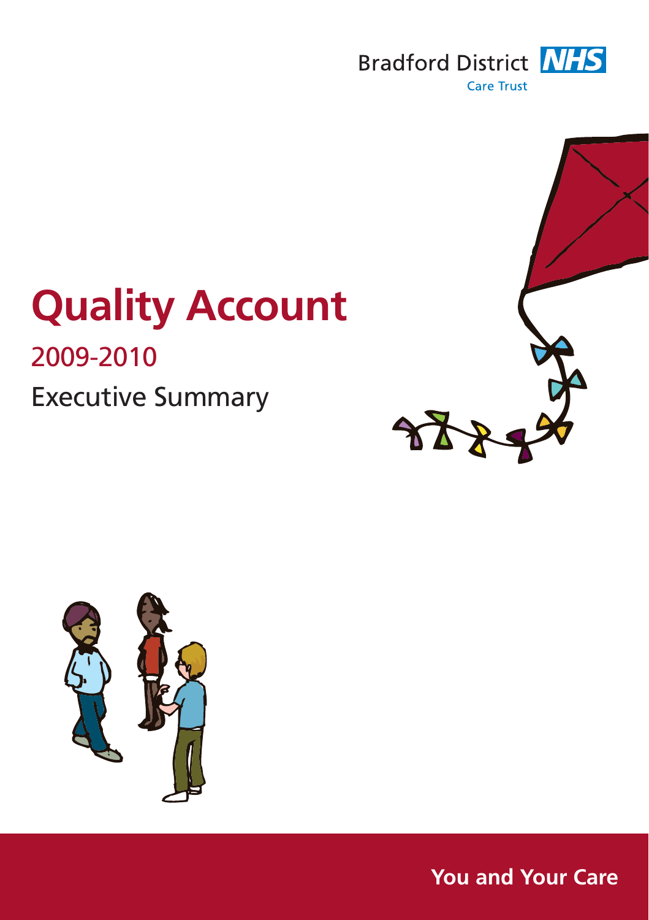Bradford District NHS Care Trust

# Quality Account

## 2009-2010

Executive Summary

**You and Your Care**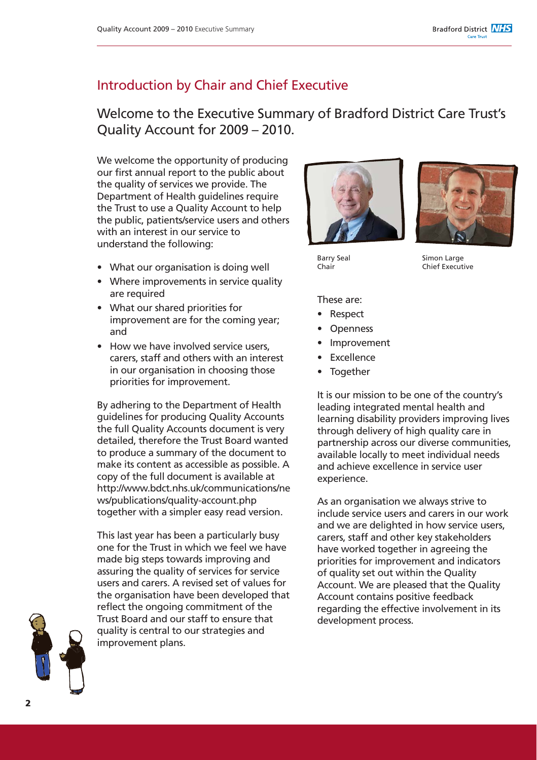## Introduction by Chair and Chief Executive

### Welcome to the Executive Summary of Bradford District Care Trust's Quality Account for 2009 – 2010.

We welcome the opportunity of producing our first annual report to the public about the quality of services we provide. The Department of Health guidelines require the Trust to use a Quality Account to help the public, patients/service users and others with an interest in our service to understand the following:

- What our organisation is doing well
- Where improvements in service quality are required
- What our shared priorities for improvement are for the coming year; and
- How we have involved service users, carers, staff and others with an interest in our organisation in choosing those priorities for improvement.

By adhering to the Department of Health guidelines for producing Quality Accounts the full Quality Accounts document is very detailed, therefore the Trust Board wanted to produce a summary of the document to make its content as accessible as possible. A copy of the full document is available at http://www.bdct.nhs.uk/communications/news/publications/quality-account.php together with a simpler easy read version.

This last year has been a particularly busy one for the Trust in which we feel we have made big steps towards improving and assuring the quality of services for service users and carers. A revised set of values for the organisation have been developed that reflect the ongoing commitment of the Trust Board and our staff to ensure that quality is central to our strategies and improvement plans.

Barry Seal
Chair

Simon Large
Chief Executive

These are:

- Respect
- Openness
- Improvement
- Excellence
- Together

It is our mission to be one of the country's leading integrated mental health and learning disability providers improving lives through delivery of high quality care in partnership across our diverse communities, available locally to meet individual needs and achieve excellence in service user experience.

As an organisation we always strive to include service users and carers in our work and we are delighted in how service users, carers, staff and other key stakeholders have worked together in agreeing the priorities for improvement and indicators of quality set out within the Quality Account. We are pleased that the Quality Account contains positive feedback regarding the effective involvement in its development process.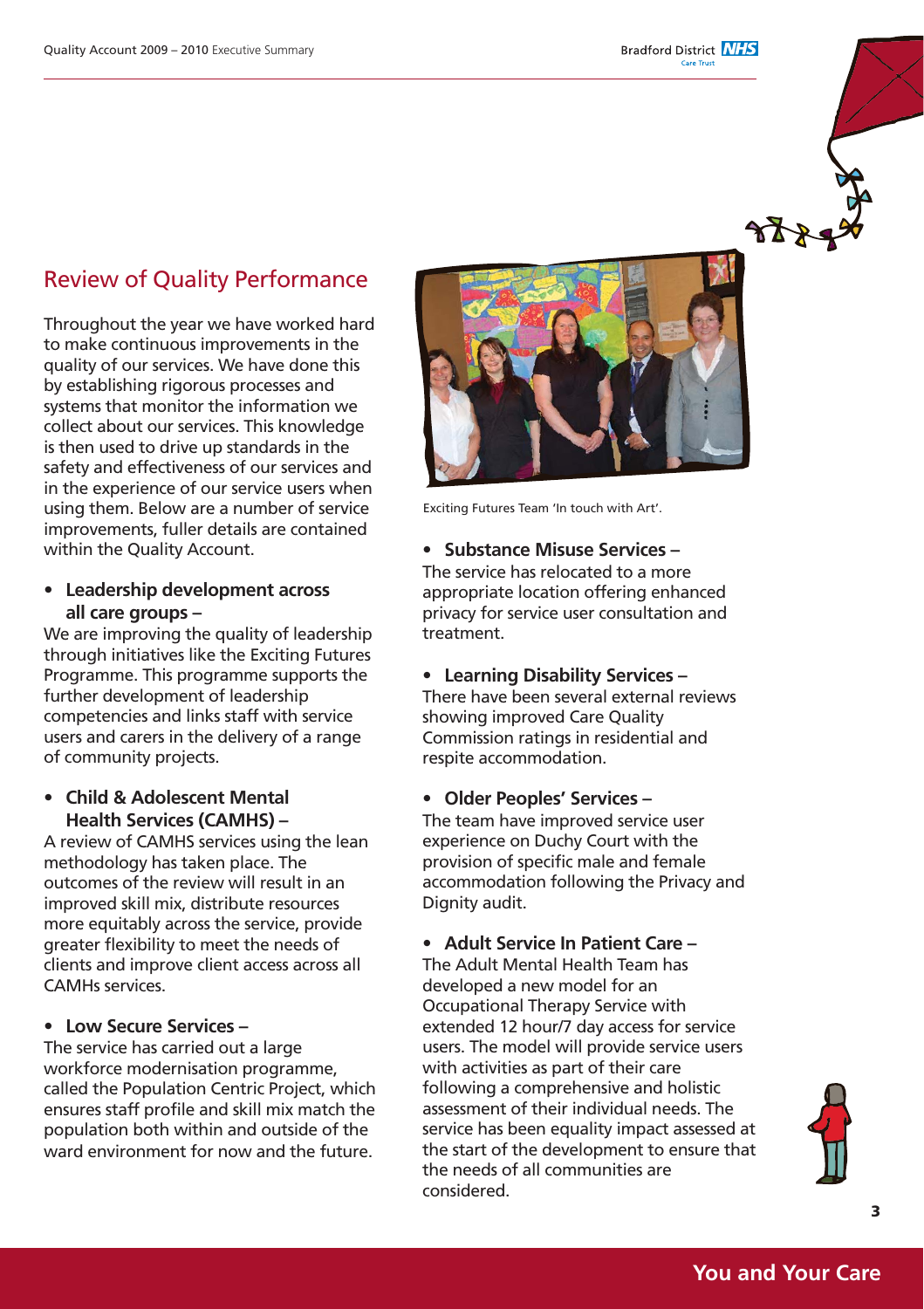## Review of Quality Performance

Throughout the year we have worked hard to make continuous improvements in the quality of our services. We have done this by establishing rigorous processes and systems that monitor the information we collect about our services. This knowledge is then used to drive up standards in the safety and effectiveness of our services and in the experience of our service users when using them. Below are a number of service improvements, fuller details are contained within the Quality Account.

- **Leadership development across all care groups –**

We are improving the quality of leadership through initiatives like the Exciting Futures Programme. This programme supports the further development of leadership competencies and links staff with service users and carers in the delivery of a range of community projects.

- **Child & Adolescent Mental Health Services (CAMHS) –**

A review of CAMHS services using the lean methodology has taken place. The outcomes of the review will result in an improved skill mix, distribute resources more equitably across the service, provide greater flexibility to meet the needs of clients and improve client access across all CAMHs services.

- **Low Secure Services –**

The service has carried out a large workforce modernisation programme, called the Population Centric Project, which ensures staff profile and skill mix match the population both within and outside of the ward environment for now and the future.

Exciting Futures Team 'In touch with Art'.

- **Substance Misuse Services –**

The service has relocated to a more appropriate location offering enhanced privacy for service user consultation and treatment.

- **Learning Disability Services –**

There have been several external reviews showing improved Care Quality Commission ratings in residential and respite accommodation.

- **Older Peoples' Services –**

The team have improved service user experience on Duchy Court with the provision of specific male and female accommodation following the Privacy and Dignity audit.

- **Adult Service In Patient Care –**

The Adult Mental Health Team has developed a new model for an Occupational Therapy Service with extended 12 hour/7 day access for service users. The model will provide service users with activities as part of their care following a comprehensive and holistic assessment of their individual needs. The service has been equality impact assessed at the start of the development to ensure that the needs of all communities are considered.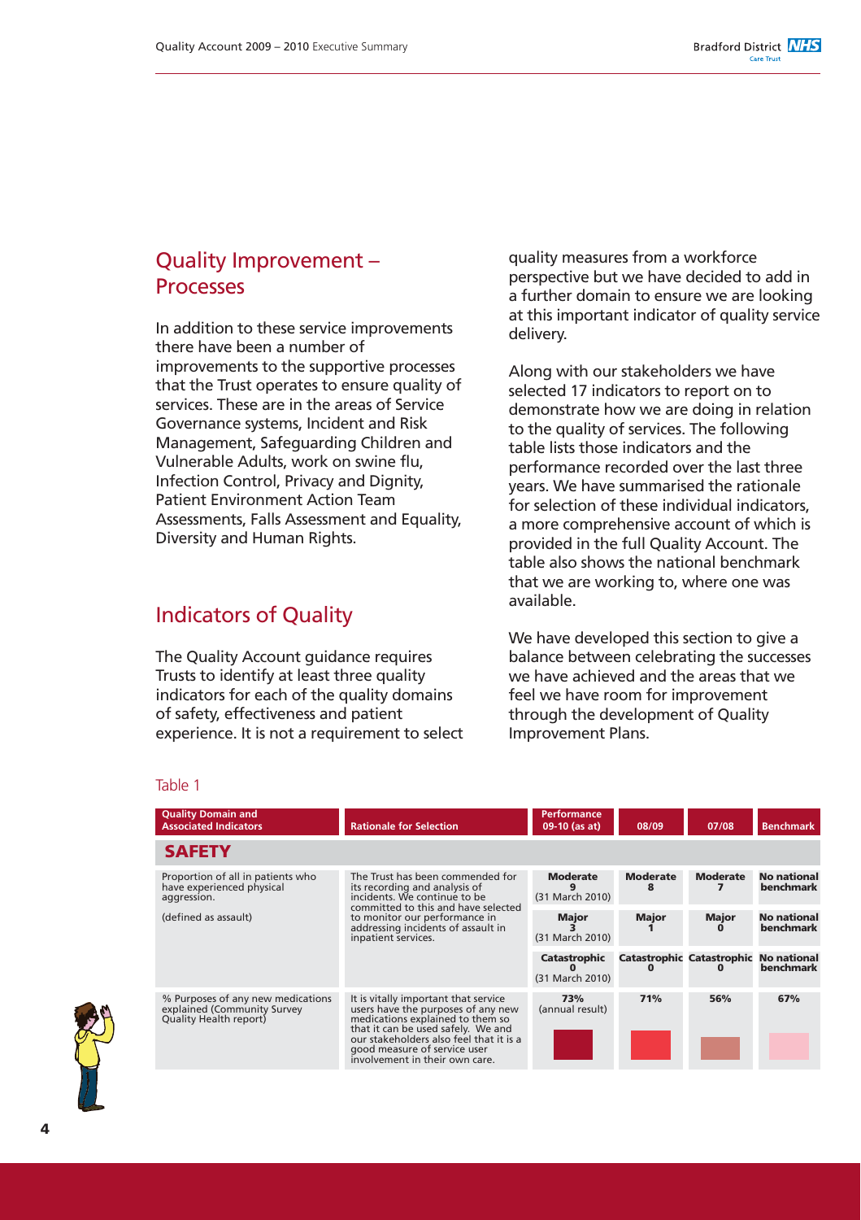## Quality Improvement – Processes

In addition to these service improvements there have been a number of improvements to the supportive processes that the Trust operates to ensure quality of services. These are in the areas of Service Governance systems, Incident and Risk Management, Safeguarding Children and Vulnerable Adults, work on swine flu, Infection Control, Privacy and Dignity, Patient Environment Action Team Assessments, Falls Assessment and Equality, Diversity and Human Rights.

## Indicators of Quality

The Quality Account guidance requires Trusts to identify at least three quality indicators for each of the quality domains of safety, effectiveness and patient experience. It is not a requirement to select quality measures from a workforce perspective but we have decided to add in a further domain to ensure we are looking at this important indicator of quality service delivery.

Along with our stakeholders we have selected 17 indicators to report on to demonstrate how we are doing in relation to the quality of services. The following table lists those indicators and the performance recorded over the last three years. We have summarised the rationale for selection of these individual indicators, a more comprehensive account of which is provided in the full Quality Account. The table also shows the national benchmark that we are working to, where one was available.

We have developed this section to give a balance between celebrating the successes we have achieved and the areas that we feel we have room for improvement through the development of Quality Improvement Plans.

Table 1

| Quality Domain and Associated Indicators | Rationale for Selection | Performance 09-10 (as at) | 08/09 | 07/08 | Benchmark |
|---|---|---|---|---|---|
| **SAFETY** | | | | | |
| Proportion of all in patients who have experienced physical aggression. (defined as assault) | The Trust has been commended for its recording and analysis of incidents. We continue to be committed to this and have selected to monitor our performance in addressing incidents of assault in inpatient services. | **Moderate 9** (31 March 2010) | **Moderate 8** | **Moderate 7** | **No national benchmark** |
| | | **Major 3** (31 March 2010) | **Major 1** | **Major 0** | **No national benchmark** |
| | | **Catastrophic 0** (31 March 2010) | **Catastrophic 0** | **Catastrophic 0** | **No national benchmark** |
| % Purposes of any new medications explained (Community Survey Quality Health report) | It is vitally important that service users have the purposes of any new medications explained to them so that it can be used safely. We and our stakeholders also feel that it is a good measure of service user involvement in their own care. | **73%** (annual result) | **71%** | **56%** | **67%** |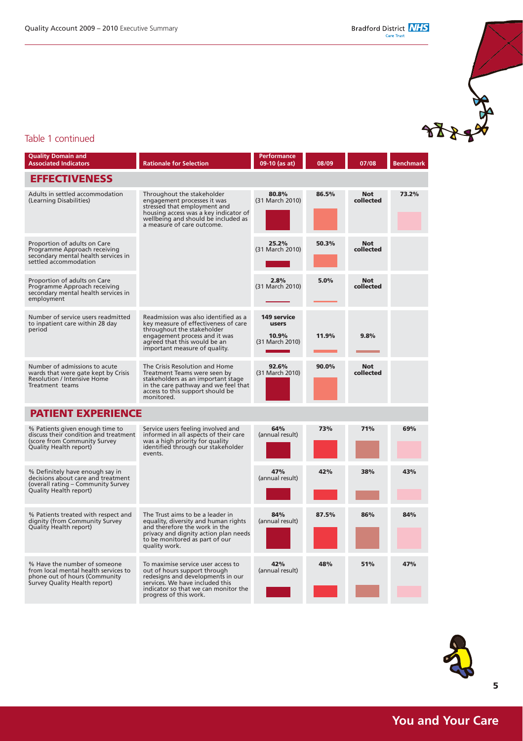## Table 1 continued

| Quality Domain and Associated Indicators | Rationale for Selection | Performance 09-10 (as at) | 08/09 | 07/08 | Benchmark |
|---|---|---|---|---|---|
| **EFFECTIVENESS** | | | | | |
| Adults in settled accommodation (Learning Disabilities) | Throughout the stakeholder engagement processes it was stressed that employment and housing access was a key indicator of wellbeing and should be included as a measure of care outcome. | **80.8%** (31 March 2010) | **86.5%** | **Not collected** | **73.2%** |
| Proportion of adults on Care Programme Approach receiving secondary mental health services in settled accommodation | | **25.2%** (31 March 2010) | **50.3%** | **Not collected** | |
| Proportion of adults on Care Programme Approach receiving secondary mental health services in employment | | **2.8%** (31 March 2010) | **5.0%** | **Not collected** | |
| Number of service users readmitted to inpatient care within 28 day period | Readmission was also identified as a key measure of effectiveness of care throughout the stakeholder engagement process and it was agreed that this would be an important measure of quality. | **149 service users** **10.9%** (31 March 2010) | **11.9%** | **9.8%** | |
| Number of admissions to acute wards that were gate kept by Crisis Resolution / Intensive Home Treatment teams | The Crisis Resolution and Home Treatment Teams were seen by stakeholders as an important stage in the care pathway and we feel that access to this support should be monitored. | **92.6%** (31 March 2010) | **90.0%** | **Not collected** | |
| **PATIENT EXPERIENCE** | | | | | |
| % Patients given enough time to discuss their condition and treatment (score from Community Survey Quality Health report) | Service users feeling involved and informed in all aspects of their care was a high priority for quality identified through our stakeholder events. | **64%** (annual result) | **73%** | **71%** | **69%** |
| % Definitely have enough say in decisions about care and treatment (overall rating – Community Survey Quality Health report) | | **47%** (annual result) | **42%** | **38%** | **43%** |
| % Patients treated with respect and dignity (from Community Survey Quality Health report) | The Trust aims to be a leader in equality, diversity and human rights and therefore the work in the privacy and dignity action plan needs to be monitored as part of our quality work. | **84%** (annual result) | **87.5%** | **86%** | **84%** |
| % Have the number of someone from local mental health services to phone out of hours (Community Survey Quality Health report) | To maximise service user access to out of hours support through redesigns and developments in our services. We have included this indicator so that we can monitor the progress of this work. | **42%** (annual result) | **48%** | **51%** | **47%** |

**You and Your Care**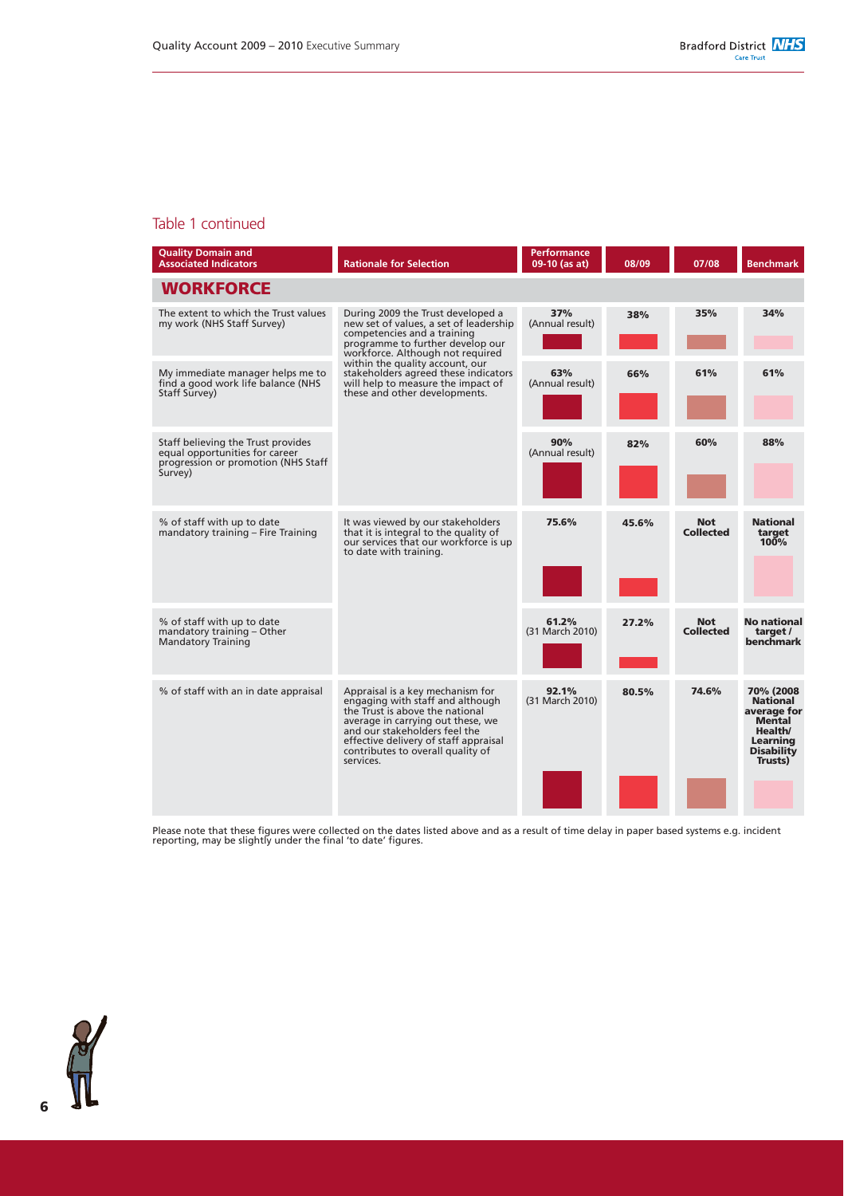## Table 1 continued

| Quality Domain and Associated Indicators | Rationale for Selection | Performance 09-10 (as at) | 08/09 | 07/08 | Benchmark |
|---|---|---|---|---|---|
| **WORKFORCE** | | | | | |
| The extent to which the Trust values my work (NHS Staff Survey) | During 2009 the Trust developed a new set of values, a set of leadership competencies and a training programme to further develop our workforce. Although not required within the quality account, our stakeholders agreed these indicators will help to measure the impact of these and other developments. | **37%** (Annual result) | **38%** | **35%** | **34%** |
| My immediate manager helps me to find a good work life balance (NHS Staff Survey) | | **63%** (Annual result) | **66%** | **61%** | **61%** |
| Staff believing the Trust provides equal opportunities for career progression or promotion (NHS Staff Survey) | | **90%** (Annual result) | **82%** | **60%** | **88%** |
| % of staff with up to date mandatory training – Fire Training | It was viewed by our stakeholders that it is integral to the quality of our services that our workforce is up to date with training. | **75.6%** | **45.6%** | **Not Collected** | **National target 100%** |
| % of staff with up to date mandatory training – Other Mandatory Training | | **61.2%** (31 March 2010) | **27.2%** | **Not Collected** | **No national target / benchmark** |
| % of staff with an in date appraisal | Appraisal is a key mechanism for engaging with staff and although the Trust is above the national average in carrying out these, we and our stakeholders feel the effective delivery of staff appraisal contributes to overall quality of services. | **92.1%** (31 March 2010) | **80.5%** | **74.6%** | **70% (2008 National average for Mental Health/ Learning Disability Trusts)** |

Please note that these figures were collected on the dates listed above and as a result of time delay in paper based systems e.g. incident reporting, may be slightly under the final 'to date' figures.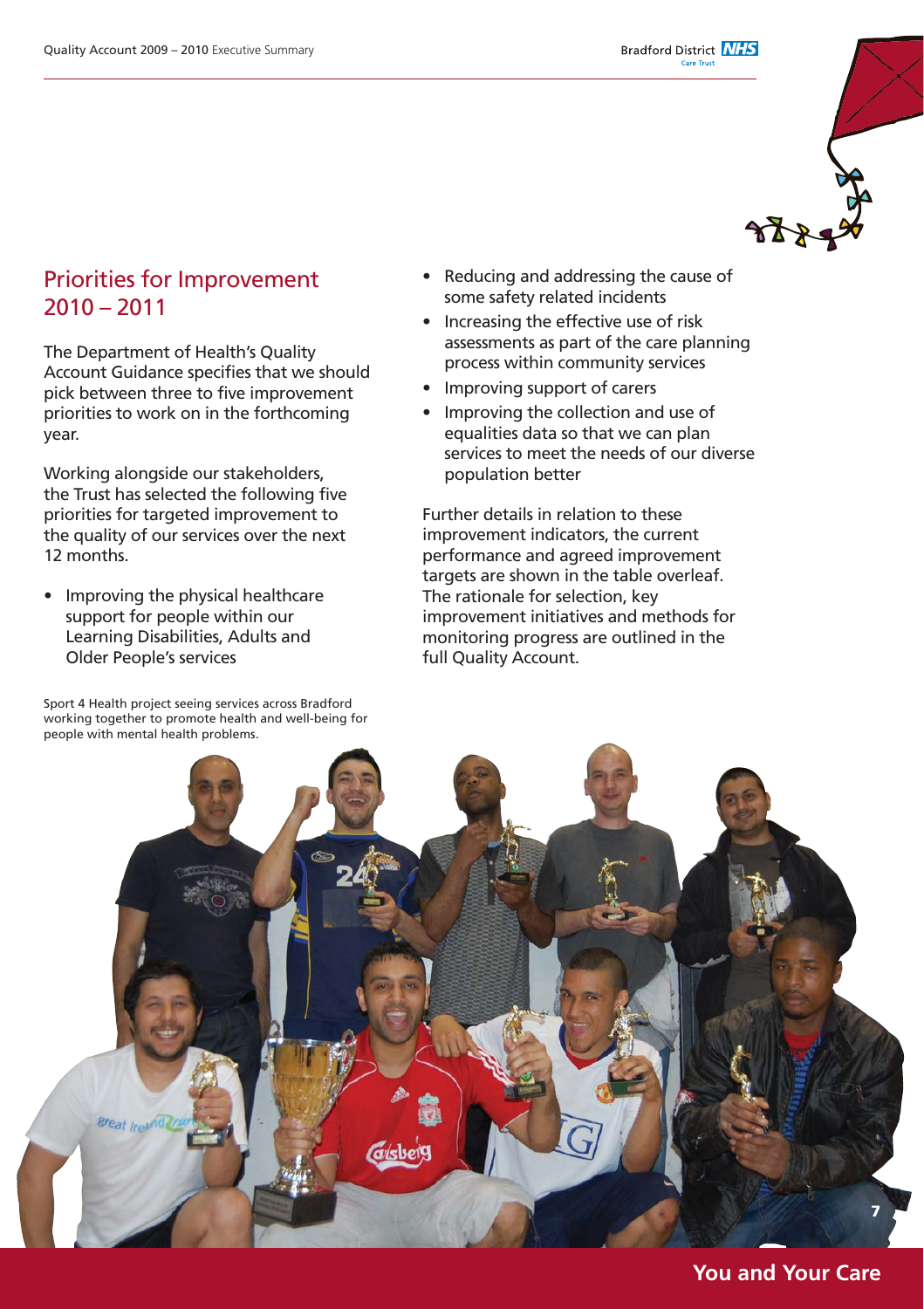## Priorities for Improvement 2010 – 2011

The Department of Health's Quality Account Guidance specifies that we should pick between three to five improvement priorities to work on in the forthcoming year.

Working alongside our stakeholders, the Trust has selected the following five priorities for targeted improvement to the quality of our services over the next 12 months.

- Improving the physical healthcare support for people within our Learning Disabilities, Adults and Older People's services
- Reducing and addressing the cause of some safety related incidents
- Increasing the effective use of risk assessments as part of the care planning process within community services
- Improving support of carers
- Improving the collection and use of equalities data so that we can plan services to meet the needs of our diverse population better

Further details in relation to these improvement indicators, the current performance and agreed improvement targets are shown in the table overleaf. The rationale for selection, key improvement initiatives and methods for monitoring progress are outlined in the full Quality Account.

Sport 4 Health project seeing services across Bradford working together to promote health and well-being for people with mental health problems.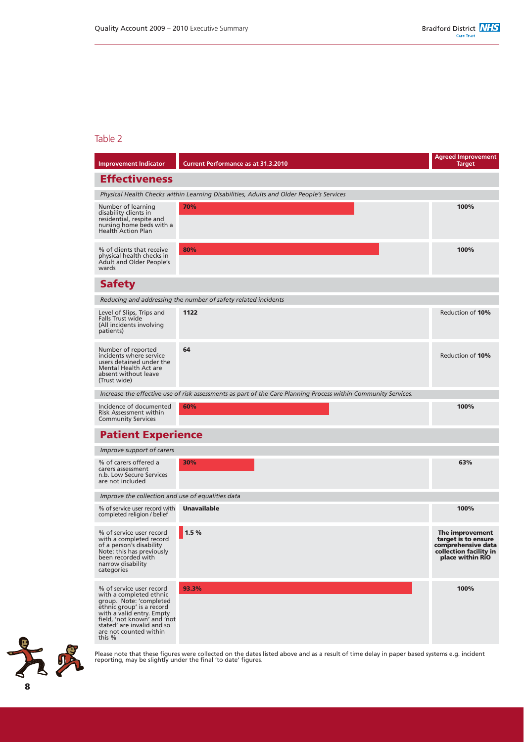## Table 2

| Improvement Indicator | Current Performance as at 31.3.2010 | Agreed Improvement Target |
|---|---|---|
| **Effectiveness** | | |
| *Physical Health Checks within Learning Disabilities, Adults and Older People's Services* | | |
| Number of learning disability clients in residential, respite and nursing home beds with a Health Action Plan | **70%** | **100%** |
| % of clients that receive physical health checks in Adult and Older People's wards | **80%** | **100%** |
| **Safety** | | |
| *Reducing and addressing the number of safety related incidents* | | |
| Level of Slips, Trips and Falls Trust wide (All incidents involving patients) | **1122** | Reduction of **10%** |
| Number of reported incidents where service users detained under the Mental Health Act are absent without leave (Trust wide) | **64** | Reduction of **10%** |
| *Increase the effective use of risk assessments as part of the Care Planning Process within Community Services.* | | |
| Incidence of documented Risk Assessment within Community Services | **60%** | **100%** |
| **Patient Experience** | | |
| *Improve support of carers* | | |
| % of carers offered a carers assessment n.b. Low Secure Services are not included | **30%** | **63%** |
| *Improve the collection and use of equalities data* | | |
| % of service user record with completed religion / belief | **Unavailable** | **100%** |
| % of service user record with a completed record of a person's disability Note: this has previously been recorded with narrow disability categories | **1.5 %** | **The improvement target is to ensure comprehensive data collection facility in place within RIO** |
| % of service user record with a completed ethnic group. Note: 'completed ethnic group' is a record with a valid entry. Empty field, 'not known' and 'not stated' are invalid and so are not counted within this % | **93.3%** | **100%** |

Please note that these figures were collected on the dates listed above and as a result of time delay in paper based systems e.g. incident reporting, may be slightly under the final 'to date' figures.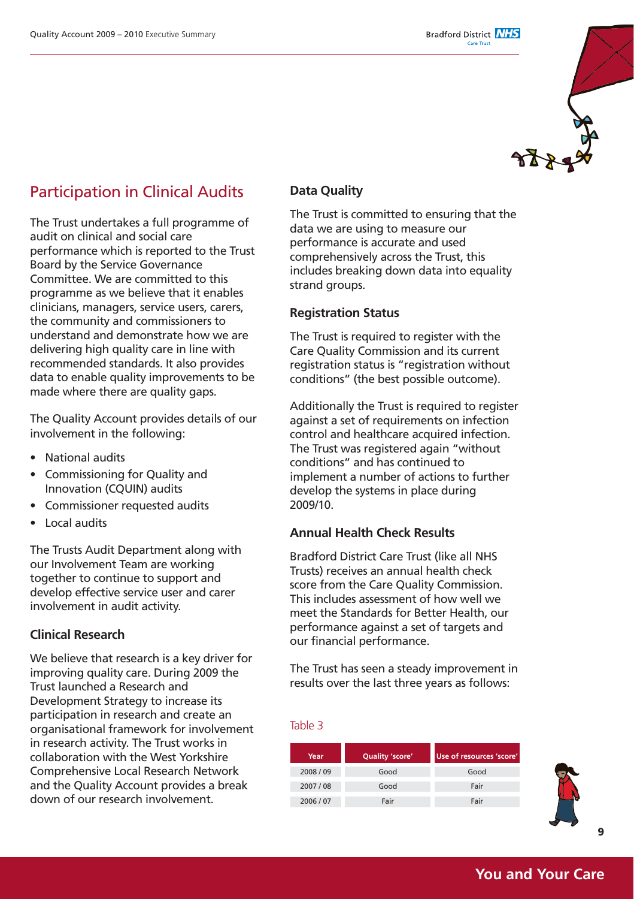## Participation in Clinical Audits

The Trust undertakes a full programme of audit on clinical and social care performance which is reported to the Trust Board by the Service Governance Committee. We are committed to this programme as we believe that it enables clinicians, managers, service users, carers, the community and commissioners to understand and demonstrate how we are delivering high quality care in line with recommended standards. It also provides data to enable quality improvements to be made where there are quality gaps.

The Quality Account provides details of our involvement in the following:

- National audits
- Commissioning for Quality and Innovation (CQUIN) audits
- Commissioner requested audits
- Local audits

The Trusts Audit Department along with our Involvement Team are working together to continue to support and develop effective service user and carer involvement in audit activity.

### Clinical Research

We believe that research is a key driver for improving quality care. During 2009 the Trust launched a Research and Development Strategy to increase its participation in research and create an organisational framework for involvement in research activity. The Trust works in collaboration with the West Yorkshire Comprehensive Local Research Network and the Quality Account provides a break down of our research involvement.

### Data Quality

The Trust is committed to ensuring that the data we are using to measure our performance is accurate and used comprehensively across the Trust, this includes breaking down data into equality strand groups.

### Registration Status

The Trust is required to register with the Care Quality Commission and its current registration status is "registration without conditions" (the best possible outcome).

Additionally the Trust is required to register against a set of requirements on infection control and healthcare acquired infection. The Trust was registered again "without conditions" and has continued to implement a number of actions to further develop the systems in place during 2009/10.

### Annual Health Check Results

Bradford District Care Trust (like all NHS Trusts) receives an annual health check score from the Care Quality Commission. This includes assessment of how well we meet the Standards for Better Health, our performance against a set of targets and our financial performance.

The Trust has seen a steady improvement in results over the last three years as follows:

Table 3

| Year | Quality 'score' | Use of resources 'score' |
|---|---|---|
| 2008 / 09 | Good | Good |
| 2007 / 08 | Good | Fair |
| 2006 / 07 | Fair | Fair |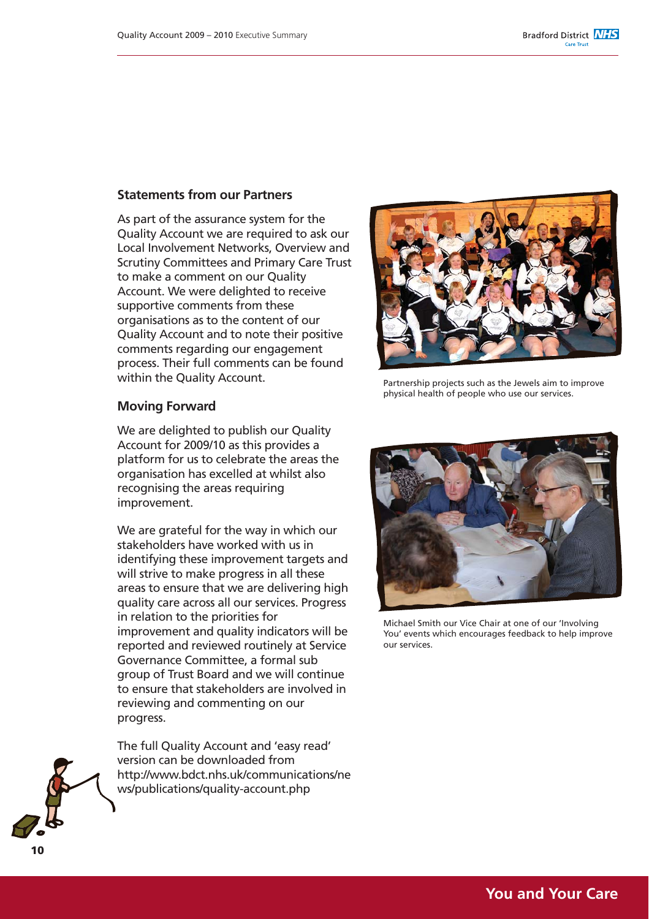## Statements from our Partners

As part of the assurance system for the Quality Account we are required to ask our Local Involvement Networks, Overview and Scrutiny Committees and Primary Care Trust to make a comment on our Quality Account. We were delighted to receive supportive comments from these organisations as to the content of our Quality Account and to note their positive comments regarding our engagement process. Their full comments can be found within the Quality Account.

## Moving Forward

We are delighted to publish our Quality Account for 2009/10 as this provides a platform for us to celebrate the areas the organisation has excelled at whilst also recognising the areas requiring improvement.

We are grateful for the way in which our stakeholders have worked with us in identifying these improvement targets and will strive to make progress in all these areas to ensure that we are delivering high quality care across all our services. Progress in relation to the priorities for improvement and quality indicators will be reported and reviewed routinely at Service Governance Committee, a formal sub group of Trust Board and we will continue to ensure that stakeholders are involved in reviewing and commenting on our progress.

The full Quality Account and 'easy read' version can be downloaded from http://www.bdct.nhs.uk/communications/news/publications/quality-account.php

Partnership projects such as the Jewels aim to improve physical health of people who use our services.

Michael Smith our Vice Chair at one of our 'Involving You' events which encourages feedback to help improve our services.

**You and Your Care**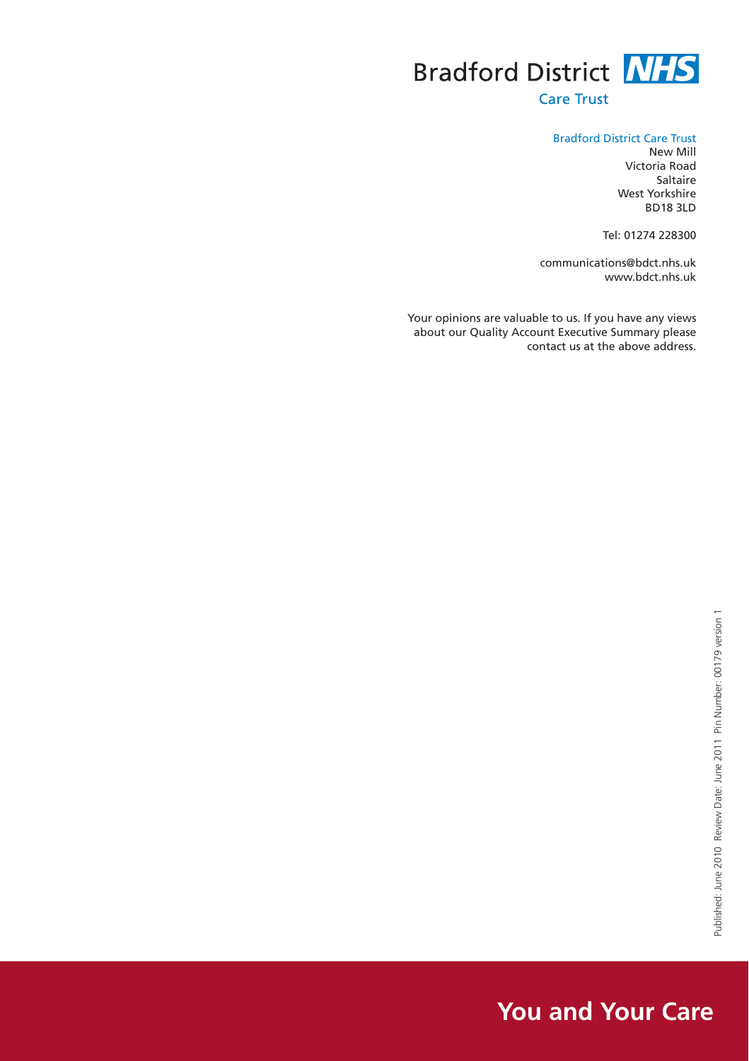Bradford District NHS Care Trust

Bradford District Care Trust
New Mill
Victoria Road
Saltaire
West Yorkshire
BD18 3LD

Tel: 01274 228300

communications@bdct.nhs.uk
www.bdct.nhs.uk

Your opinions are valuable to us. If you have any views about our Quality Account Executive Summary please contact us at the above address.

Published: June 2010 Review Date: June 2011 Pin Number: 00179 version 1

**You and Your Care**